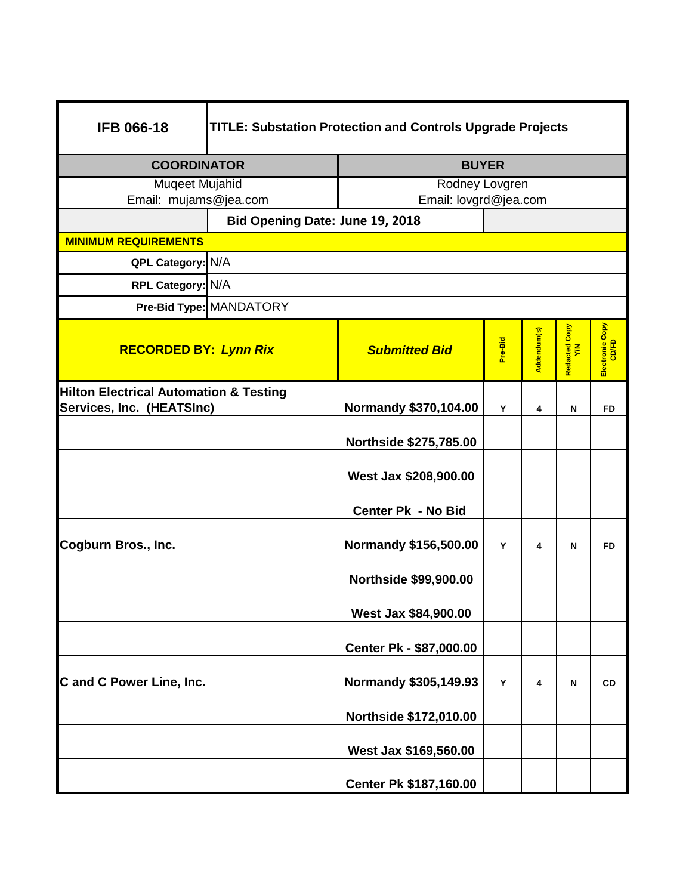| IFB 066-18 | TITLE: Substation Protection and Controls Upgrade Projects | | | | |
|---|---|---|---|---|---|
| **COORDINATOR** | | **BUYER** | | | |
| Muqeet Mujahid<br>Email: mujams@jea.com | | Rodney Lovgren<br>Email: lovgrd@jea.com | | | |
| | **Bid Opening Date: June 19, 2018** | | | | |
| **MINIMUM REQUIREMENTS** | | | | | |
| **QPL Category:** | N/A | | | | |
| **RPL Category:** | N/A | | | | |
| **Pre-Bid Type:** | MANDATORY | | | | |

| **RECORDED BY:** ***Lynn Rix*** | ***Submitted Bid*** | Pre-Bid | Addendum(s) | Redacted Copy Y/N | Electronic Copy CD/FD |
|---|---|---|---|---|---|
| **Hilton Electrical Automation & Testing Services, Inc. (HEATSInc)** | **Normandy $370,104.00** | Y | 4 | N | FD |
| | **Northside $275,785.00** | | | | |
| | **West Jax $208,900.00** | | | | |
| | **Center Pk - No Bid** | | | | |
| **Cogburn Bros., Inc.** | **Normandy $156,500.00** | Y | 4 | N | FD |
| | **Northside $99,900.00** | | | | |
| | **West Jax $84,900.00** | | | | |
| | **Center Pk - $87,000.00** | | | | |
| **C and C Power Line, Inc.** | **Normandy $305,149.93** | Y | 4 | N | CD |
| | **Northside $172,010.00** | | | | |
| | **West Jax $169,560.00** | | | | |
| | **Center Pk $187,160.00** | | | | |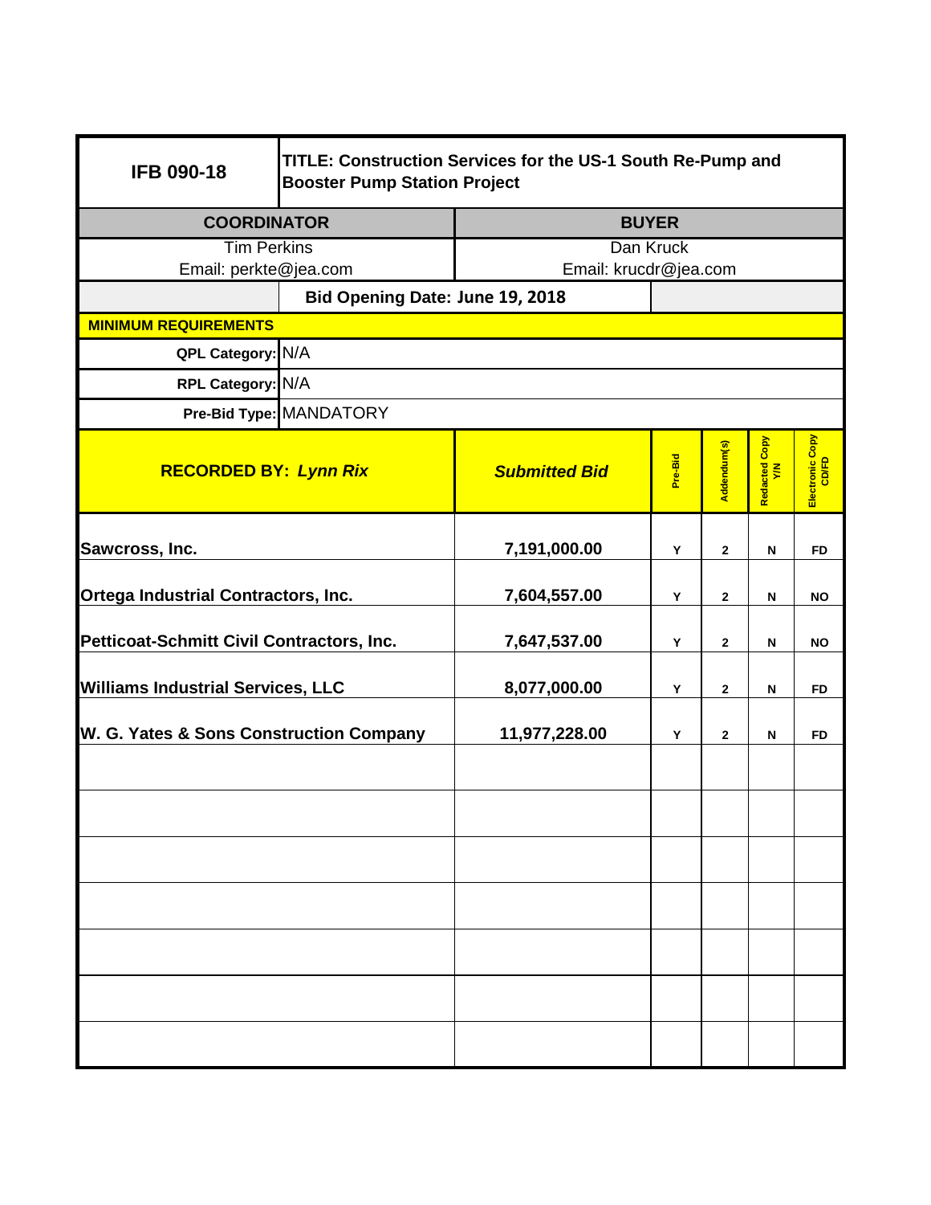| IFB 090-18 | TITLE: Construction Services for the US-1 South Re-Pump and Booster Pump Station Project | | | | | |
|---|---|---|---|---|---|---|
| **COORDINATOR** | | **BUYER** | | | | |
| Tim Perkins<br>Email: perkte@jea.com | | Dan Kruck<br>Email: krucdr@jea.com | | | | |
| | **Bid Opening Date: June 19, 2018** | | | | | |
| **MINIMUM REQUIREMENTS** | | | | | | |
| **QPL Category:** | N/A | | | | | |
| **RPL Category:** | N/A | | | | | |
| **Pre-Bid Type:** | MANDATORY | | | | | |

| **RECORDED BY:** ***Lynn Rix*** | ***Submitted Bid*** | Pre-Bid | Addendum(s) | Redacted Copy Y/N | Electronic Copy CD/FD |
|---|---|---|---|---|---|
| **Sawcross, Inc.** | **7,191,000.00** | Y | 2 | N | FD |
| **Ortega Industrial Contractors, Inc.** | **7,604,557.00** | Y | 2 | N | NO |
| **Petticoat-Schmitt Civil Contractors, Inc.** | **7,647,537.00** | Y | 2 | N | NO |
| **Williams Industrial Services, LLC** | **8,077,000.00** | Y | 2 | N | FD |
| **W. G. Yates & Sons Construction Company** | **11,977,228.00** | Y | 2 | N | FD |
| | | | | | |
| | | | | | |
| | | | | | |
| | | | | | |
| | | | | | |
| | | | | | |
| | | | | | |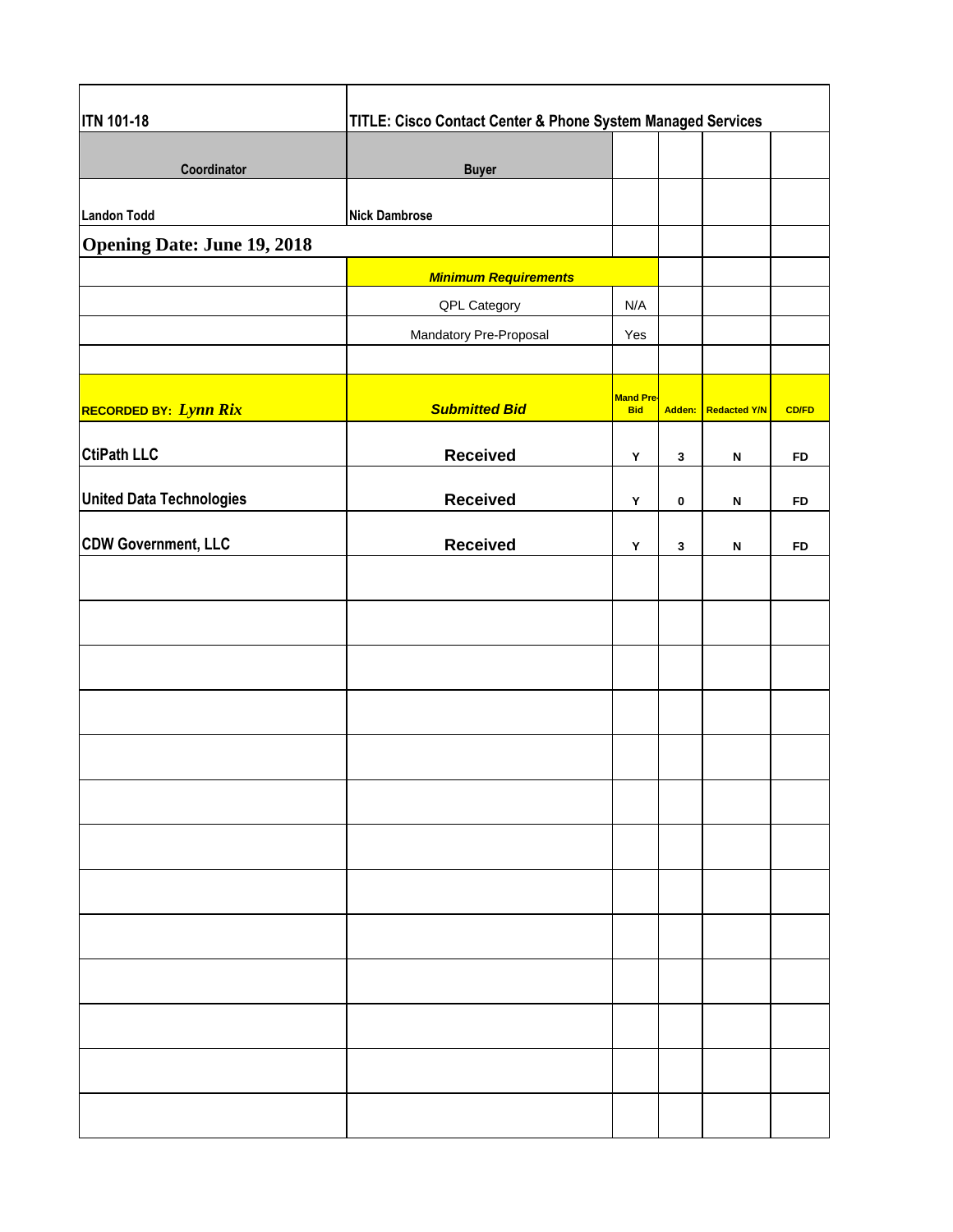| ITN 101-18 | TITLE: Cisco Contact Center & Phone System Managed Services | | | | |
|---|---|---|---|---|---|
| **Coordinator** | **Buyer** | | | | |
| Landon Todd | Nick Dambrose | | | | |
| **Opening Date: June 19, 2018** | | | | | |
| | ***Minimum Requirements*** | | | | |
| | QPL Category | N/A | | | |
| | Mandatory Pre-Proposal | Yes | | | |
| | | | | | |
| **RECORDED BY:** ***Lynn Rix*** | ***Submitted Bid*** | **Mand Pre-Bid** | **Adden:** | **Redacted Y/N** | **CD/FD** |
| **CtiPath LLC** | **Received** | **Y** | **3** | **N** | **FD** |
| **United Data Technologies** | **Received** | **Y** | **0** | **N** | **FD** |
| **CDW Government, LLC** | **Received** | **Y** | **3** | **N** | **FD** |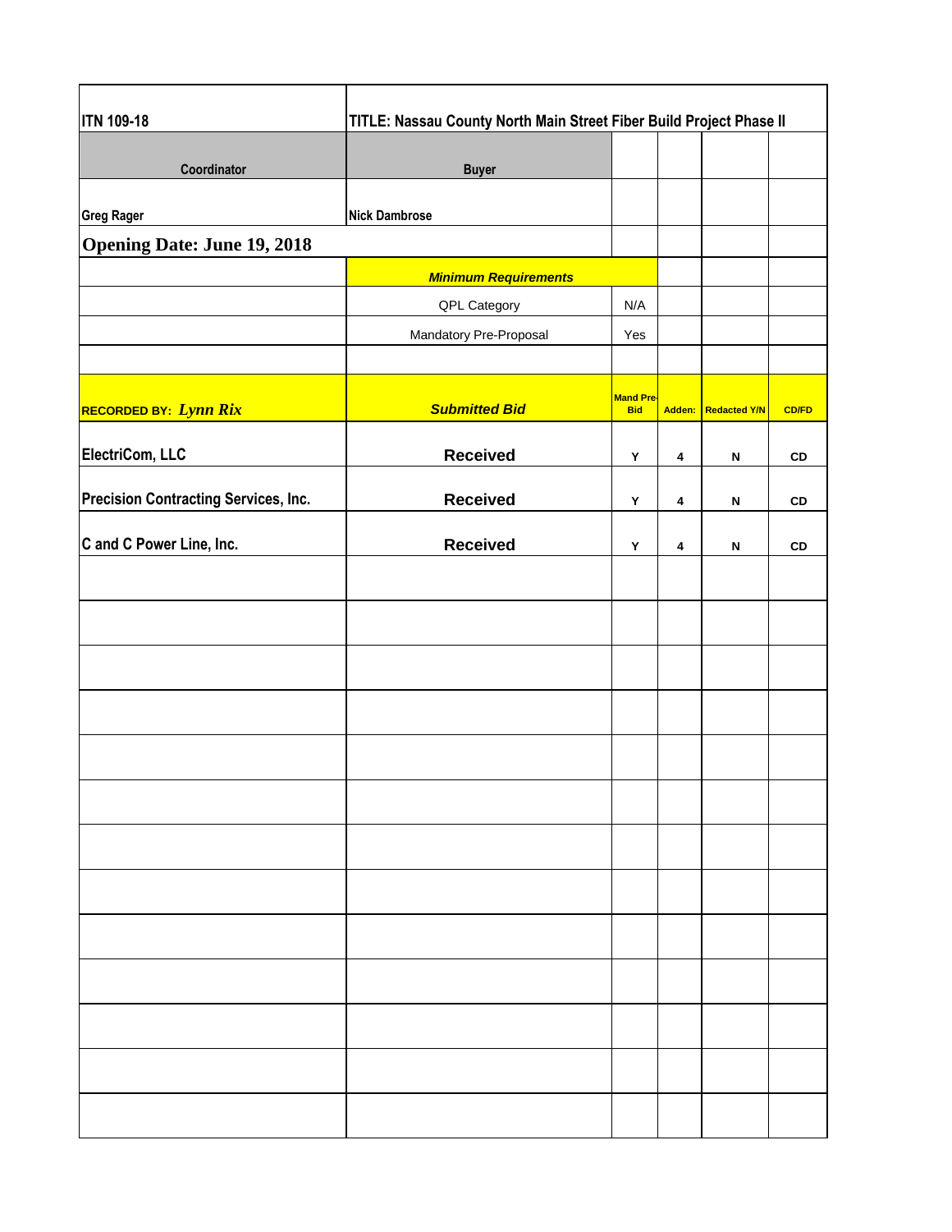| | | | | | |
|---|---|---|---|---|---|
| **ITN 109-18** | **TITLE: Nassau County North Main Street Fiber Build Project Phase II** | | | | |
| **Coordinator** | **Buyer** | | | | |
| **Greg Rager** | **Nick Dambrose** | | | | |
| **Opening Date: June 19, 2018** | | | | | |
| | ***Minimum Requirements*** | | | | |
| | QPL Category | N/A | | | |
| | Mandatory Pre-Proposal | Yes | | | |
| | | | | | |
| **RECORDED BY:** ***Lynn Rix*** | ***Submitted Bid*** | **Mand Pre-Bid** | **Adden:** | **Redacted Y/N** | **CD/FD** |
| **ElectriCom, LLC** | **Received** | **Y** | **4** | **N** | **CD** |
| **Precision Contracting Services, Inc.** | **Received** | **Y** | **4** | **N** | **CD** |
| **C and C Power Line, Inc.** | **Received** | **Y** | **4** | **N** | **CD** |